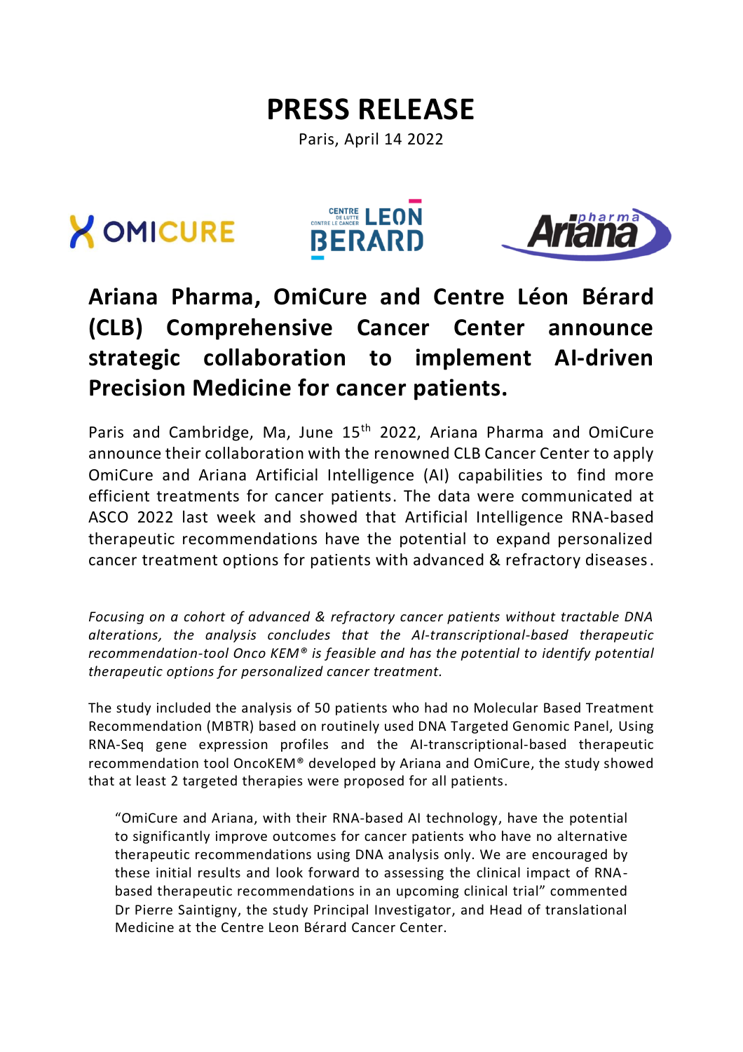# PRESS RELEASE

Paris, April 14 2022

## Ariana Pharma, OmiCure and Centre Léon Bérard (CLB) Comprehensive Cancer Center announce strategic collaboration to implement AI-driven Precision Medicine for cancer patients.

Paris and Cambridge, Ma, June 15th 2022, Ariana Pharma and OmiCure announce their collaboration with the renowned CLB Cancer Center to apply OmiCure and Ariana Artificial Intelligence (AI) capabilities to find more efficient treatments for cancer patients. The data were communicated at ASCO 2022 last week and showed that Artificial Intelligence RNA-based therapeutic recommendations have the potential to expand personalized cancer treatment options for patients with advanced & refractory diseases.

*Focusing on a cohort of advanced & refractory cancer patients without tractable DNA alterations, the analysis concludes that the AI-transcriptional-based therapeutic recommendation-tool Onco KEM® is feasible and has the potential to identify potential therapeutic options for personalized cancer treatment.*

The study included the analysis of 50 patients who had no Molecular Based Treatment Recommendation (MBTR) based on routinely used DNA Targeted Genomic Panel, Using RNA-Seq gene expression profiles and the AI-transcriptional-based therapeutic recommendation tool OncoKEM® developed by Ariana and OmiCure, the study showed that at least 2 targeted therapies were proposed for all patients.

> "OmiCure and Ariana, with their RNA-based AI technology, have the potential to significantly improve outcomes for cancer patients who have no alternative therapeutic recommendations using DNA analysis only. We are encouraged by these initial results and look forward to assessing the clinical impact of RNA-based therapeutic recommendations in an upcoming clinical trial" commented Dr Pierre Saintigny, the study Principal Investigator, and Head of translational Medicine at the Centre Leon Bérard Cancer Center.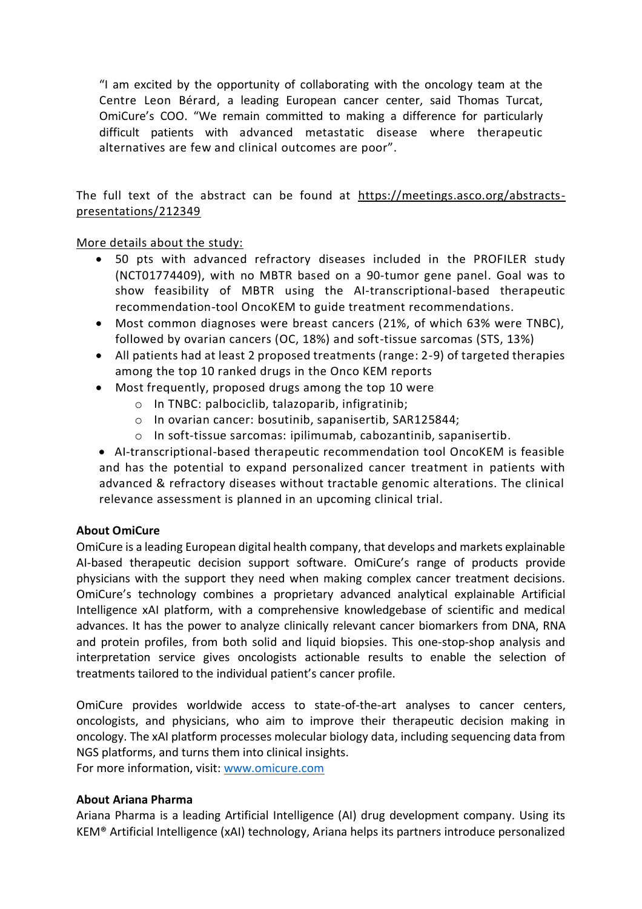"I am excited by the opportunity of collaborating with the oncology team at the Centre Leon Bérard, a leading European cancer center, said Thomas Turcat, OmiCure's COO. "We remain committed to making a difference for particularly difficult patients with advanced metastatic disease where therapeutic alternatives are few and clinical outcomes are poor".

The full text of the abstract can be found at https://meetings.asco.org/abstracts-presentations/212349

More details about the study:

- 50 pts with advanced refractory diseases included in the PROFILER study (NCT01774409), with no MBTR based on a 90-tumor gene panel. Goal was to show feasibility of MBTR using the AI-transcriptional-based therapeutic recommendation-tool OncoKEM to guide treatment recommendations.
- Most common diagnoses were breast cancers (21%, of which 63% were TNBC), followed by ovarian cancers (OC, 18%) and soft-tissue sarcomas (STS, 13%)
- All patients had at least 2 proposed treatments (range: 2-9) of targeted therapies among the top 10 ranked drugs in the Onco KEM reports
- Most frequently, proposed drugs among the top 10 were
    - In TNBC: palbociclib, talazoparib, infigratinib;
    - In ovarian cancer: bosutinib, sapanisertib, SAR125844;
    - In soft-tissue sarcomas: ipilimumab, cabozantinib, sapanisertib.
- AI-transcriptional-based therapeutic recommendation tool OncoKEM is feasible and has the potential to expand personalized cancer treatment in patients with advanced & refractory diseases without tractable genomic alterations. The clinical relevance assessment is planned in an upcoming clinical trial.

**About OmiCure**

OmiCure is a leading European digital health company, that develops and markets explainable AI-based therapeutic decision support software. OmiCure's range of products provide physicians with the support they need when making complex cancer treatment decisions. OmiCure's technology combines a proprietary advanced analytical explainable Artificial Intelligence xAI platform, with a comprehensive knowledgebase of scientific and medical advances. It has the power to analyze clinically relevant cancer biomarkers from DNA, RNA and protein profiles, from both solid and liquid biopsies. This one-stop-shop analysis and interpretation service gives oncologists actionable results to enable the selection of treatments tailored to the individual patient's cancer profile.

OmiCure provides worldwide access to state-of-the-art analyses to cancer centers, oncologists, and physicians, who aim to improve their therapeutic decision making in oncology. The xAI platform processes molecular biology data, including sequencing data from NGS platforms, and turns them into clinical insights.
For more information, visit: www.omicure.com

**About Ariana Pharma**

Ariana Pharma is a leading Artificial Intelligence (AI) drug development company. Using its KEM® Artificial Intelligence (xAI) technology, Ariana helps its partners introduce personalized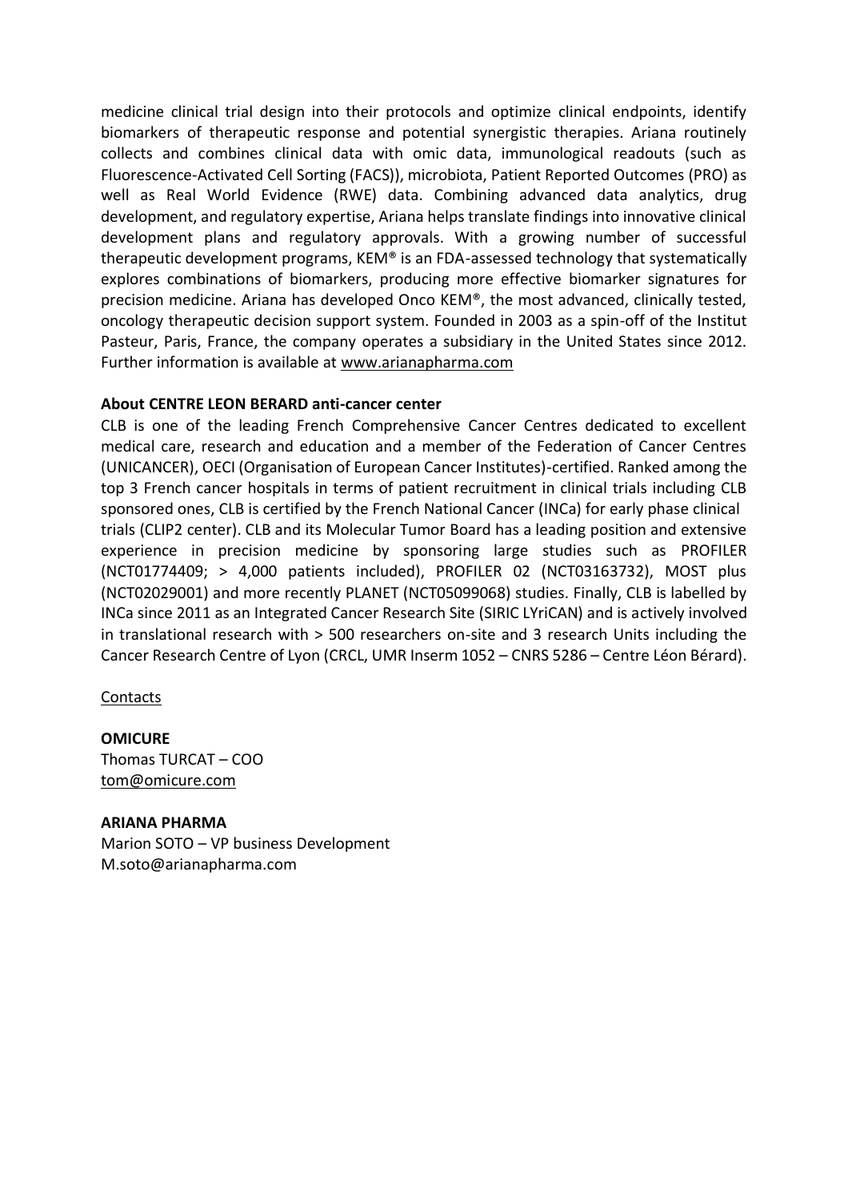medicine clinical trial design into their protocols and optimize clinical endpoints, identify biomarkers of therapeutic response and potential synergistic therapies. Ariana routinely collects and combines clinical data with omic data, immunological readouts (such as Fluorescence-Activated Cell Sorting (FACS)), microbiota, Patient Reported Outcomes (PRO) as well as Real World Evidence (RWE) data. Combining advanced data analytics, drug development, and regulatory expertise, Ariana helps translate findings into innovative clinical development plans and regulatory approvals. With a growing number of successful therapeutic development programs, KEM® is an FDA-assessed technology that systematically explores combinations of biomarkers, producing more effective biomarker signatures for precision medicine. Ariana has developed Onco KEM®, the most advanced, clinically tested, oncology therapeutic decision support system. Founded in 2003 as a spin-off of the Institut Pasteur, Paris, France, the company operates a subsidiary in the United States since 2012. Further information is available at www.arianapharma.com

**About CENTRE LEON BERARD anti-cancer center**

CLB is one of the leading French Comprehensive Cancer Centres dedicated to excellent medical care, research and education and a member of the Federation of Cancer Centres (UNICANCER), OECI (Organisation of European Cancer Institutes)-certified. Ranked among the top 3 French cancer hospitals in terms of patient recruitment in clinical trials including CLB sponsored ones, CLB is certified by the French National Cancer (INCa) for early phase clinical trials (CLIP2 center). CLB and its Molecular Tumor Board has a leading position and extensive experience in precision medicine by sponsoring large studies such as PROFILER (NCT01774409; > 4,000 patients included), PROFILER 02 (NCT03163732), MOST plus (NCT02029001) and more recently PLANET (NCT05099068) studies. Finally, CLB is labelled by INCa since 2011 as an Integrated Cancer Research Site (SIRIC LYriCAN) and is actively involved in translational research with > 500 researchers on-site and 3 research Units including the Cancer Research Centre of Lyon (CRCL, UMR Inserm 1052 – CNRS 5286 – Centre Léon Bérard).

Contacts

**OMICURE**
Thomas TURCAT – COO
tom@omicure.com

**ARIANA PHARMA**
Marion SOTO – VP business Development
M.soto@arianapharma.com